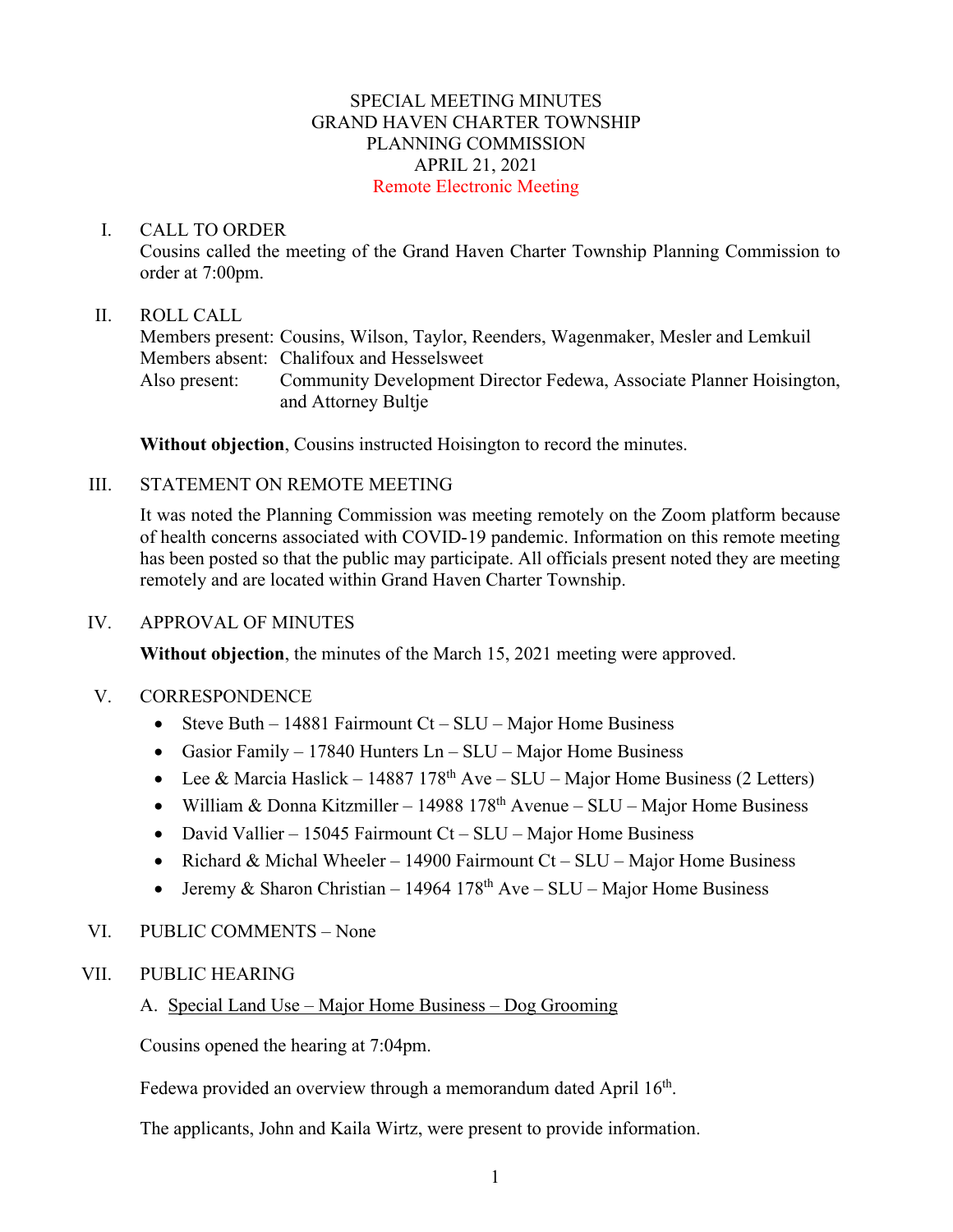# SPECIAL MEETING MINUTES
# GRAND HAVEN CHARTER TOWNSHIP
# PLANNING COMMISSION
# APRIL 21, 2021
# Remote Electronic Meeting

I. CALL TO ORDER

Cousins called the meeting of the Grand Haven Charter Township Planning Commission to order at 7:00pm.

II. ROLL CALL

Members present: Cousins, Wilson, Taylor, Reenders, Wagenmaker, Mesler and Lemkuil
Members absent: Chalifoux and Hesselsweet
Also present: Community Development Director Fedewa, Associate Planner Hoisington, and Attorney Bultje

**Without objection**, Cousins instructed Hoisington to record the minutes.

III. STATEMENT ON REMOTE MEETING

It was noted the Planning Commission was meeting remotely on the Zoom platform because of health concerns associated with COVID-19 pandemic. Information on this remote meeting has been posted so that the public may participate. All officials present noted they are meeting remotely and are located within Grand Haven Charter Township.

IV. APPROVAL OF MINUTES

**Without objection**, the minutes of the March 15, 2021 meeting were approved.

V. CORRESPONDENCE

- Steve Buth – 14881 Fairmount Ct – SLU – Major Home Business
- Gasior Family – 17840 Hunters Ln – SLU – Major Home Business
- Lee & Marcia Haslick – 14887 178th Ave – SLU – Major Home Business (2 Letters)
- William & Donna Kitzmiller – 14988 178th Avenue – SLU – Major Home Business
- David Vallier – 15045 Fairmount Ct – SLU – Major Home Business
- Richard & Michal Wheeler – 14900 Fairmount Ct – SLU – Major Home Business
- Jeremy & Sharon Christian – 14964 178th Ave – SLU – Major Home Business

VI. PUBLIC COMMENTS – None

VII. PUBLIC HEARING

A. Special Land Use – Major Home Business – Dog Grooming

Cousins opened the hearing at 7:04pm.

Fedewa provided an overview through a memorandum dated April 16th.

The applicants, John and Kaila Wirtz, were present to provide information.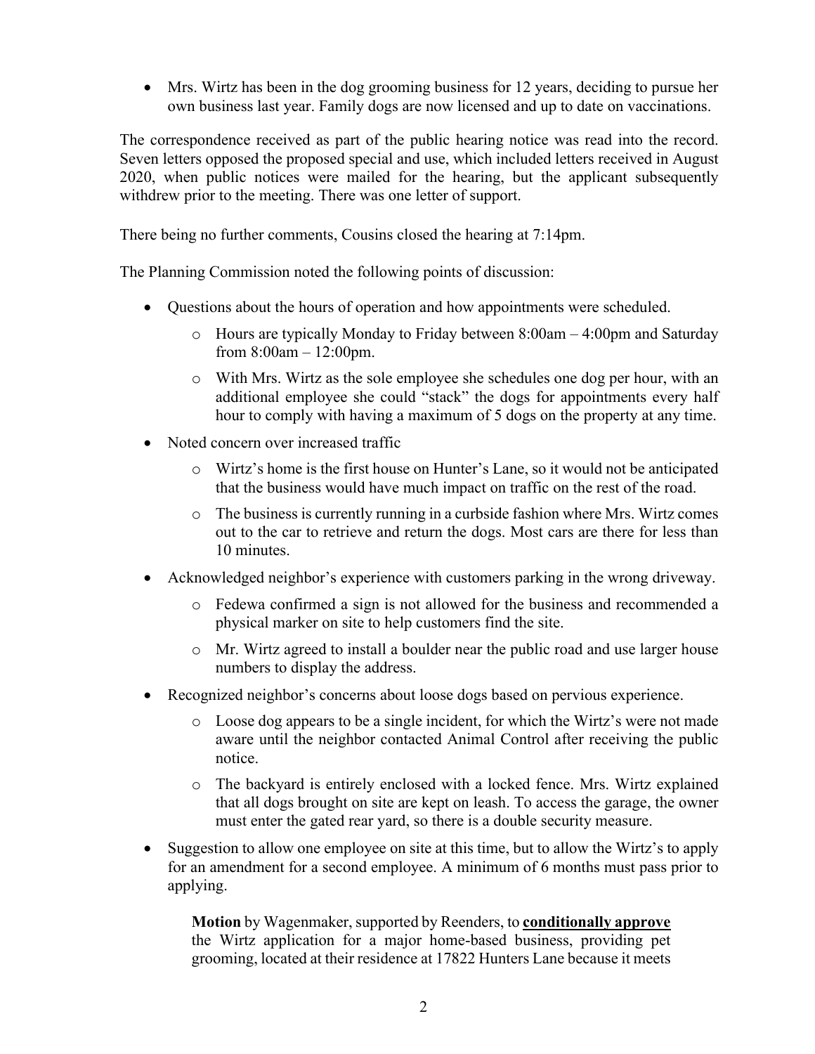- Mrs. Wirtz has been in the dog grooming business for 12 years, deciding to pursue her own business last year. Family dogs are now licensed and up to date on vaccinations.

The correspondence received as part of the public hearing notice was read into the record. Seven letters opposed the proposed special and use, which included letters received in August 2020, when public notices were mailed for the hearing, but the applicant subsequently withdrew prior to the meeting. There was one letter of support.

There being no further comments, Cousins closed the hearing at 7:14pm.

The Planning Commission noted the following points of discussion:

- Questions about the hours of operation and how appointments were scheduled.
  - Hours are typically Monday to Friday between 8:00am – 4:00pm and Saturday from 8:00am – 12:00pm.
  - With Mrs. Wirtz as the sole employee she schedules one dog per hour, with an additional employee she could "stack" the dogs for appointments every half hour to comply with having a maximum of 5 dogs on the property at any time.
- Noted concern over increased traffic
  - Wirtz's home is the first house on Hunter's Lane, so it would not be anticipated that the business would have much impact on traffic on the rest of the road.
  - The business is currently running in a curbside fashion where Mrs. Wirtz comes out to the car to retrieve and return the dogs. Most cars are there for less than 10 minutes.
- Acknowledged neighbor's experience with customers parking in the wrong driveway.
  - Fedewa confirmed a sign is not allowed for the business and recommended a physical marker on site to help customers find the site.
  - Mr. Wirtz agreed to install a boulder near the public road and use larger house numbers to display the address.
- Recognized neighbor's concerns about loose dogs based on pervious experience.
  - Loose dog appears to be a single incident, for which the Wirtz's were not made aware until the neighbor contacted Animal Control after receiving the public notice.
  - The backyard is entirely enclosed with a locked fence. Mrs. Wirtz explained that all dogs brought on site are kept on leash. To access the garage, the owner must enter the gated rear yard, so there is a double security measure.
- Suggestion to allow one employee on site at this time, but to allow the Wirtz's to apply for an amendment for a second employee. A minimum of 6 months must pass prior to applying.

> **Motion** by Wagenmaker, supported by Reenders, to **conditionally approve** the Wirtz application for a major home-based business, providing pet grooming, located at their residence at 17822 Hunters Lane because it meets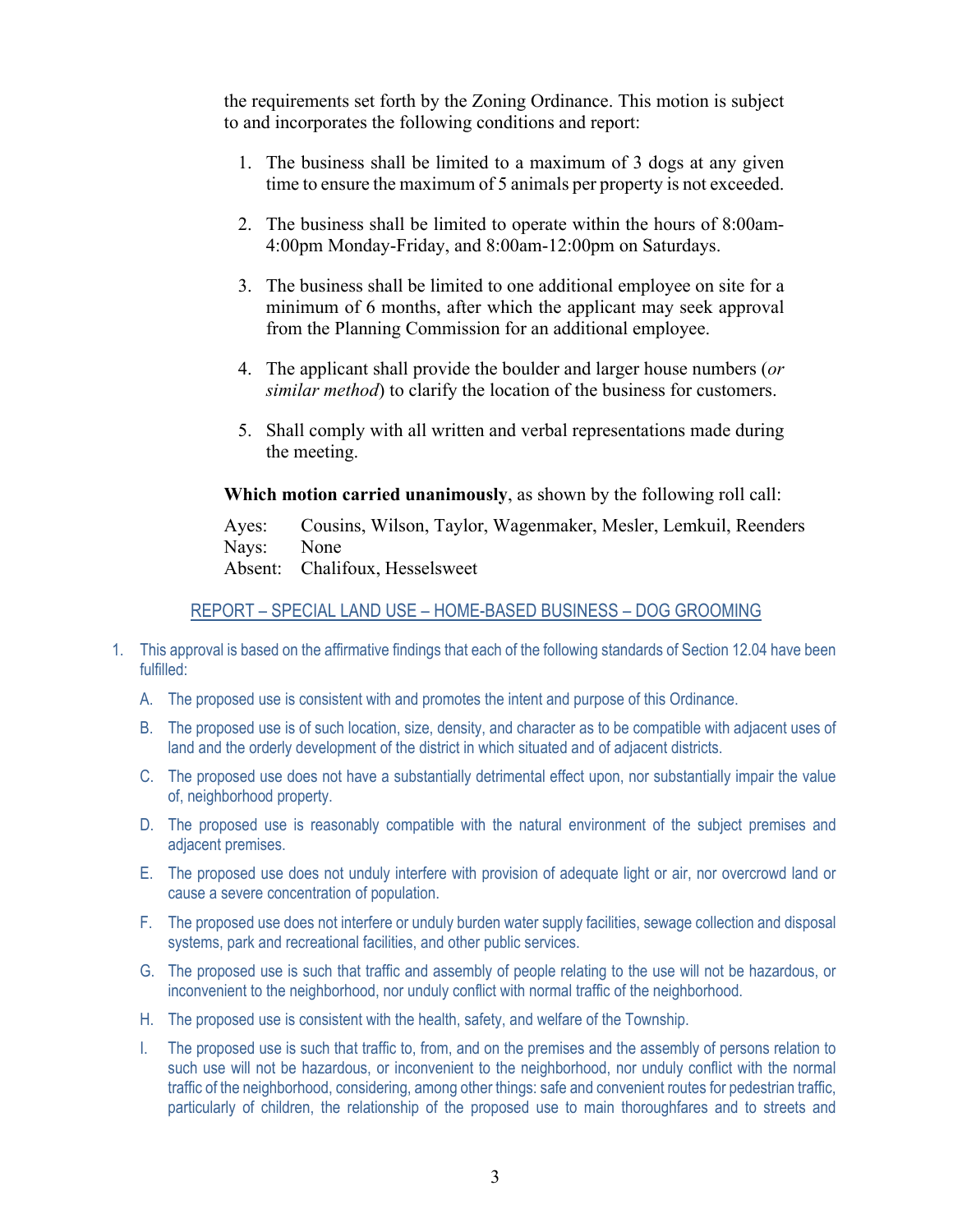the requirements set forth by the Zoning Ordinance. This motion is subject to and incorporates the following conditions and report:

1. The business shall be limited to a maximum of 3 dogs at any given time to ensure the maximum of 5 animals per property is not exceeded.

2. The business shall be limited to operate within the hours of 8:00am-4:00pm Monday-Friday, and 8:00am-12:00pm on Saturdays.

3. The business shall be limited to one additional employee on site for a minimum of 6 months, after which the applicant may seek approval from the Planning Commission for an additional employee.

4. The applicant shall provide the boulder and larger house numbers (*or similar method*) to clarify the location of the business for customers.

5. Shall comply with all written and verbal representations made during the meeting.

**Which motion carried unanimously**, as shown by the following roll call:

Ayes: Cousins, Wilson, Taylor, Wagenmaker, Mesler, Lemkuil, Reenders
Nays: None
Absent: Chalifoux, Hesselsweet

## REPORT – SPECIAL LAND USE – HOME-BASED BUSINESS – DOG GROOMING

1. This approval is based on the affirmative findings that each of the following standards of Section 12.04 have been fulfilled:

   A. The proposed use is consistent with and promotes the intent and purpose of this Ordinance.

   B. The proposed use is of such location, size, density, and character as to be compatible with adjacent uses of land and the orderly development of the district in which situated and of adjacent districts.

   C. The proposed use does not have a substantially detrimental effect upon, nor substantially impair the value of, neighborhood property.

   D. The proposed use is reasonably compatible with the natural environment of the subject premises and adjacent premises.

   E. The proposed use does not unduly interfere with provision of adequate light or air, nor overcrowd land or cause a severe concentration of population.

   F. The proposed use does not interfere or unduly burden water supply facilities, sewage collection and disposal systems, park and recreational facilities, and other public services.

   G. The proposed use is such that traffic and assembly of people relating to the use will not be hazardous, or inconvenient to the neighborhood, nor unduly conflict with normal traffic of the neighborhood.

   H. The proposed use is consistent with the health, safety, and welfare of the Township.

   I. The proposed use is such that traffic to, from, and on the premises and the assembly of persons relation to such use will not be hazardous, or inconvenient to the neighborhood, nor unduly conflict with the normal traffic of the neighborhood, considering, among other things: safe and convenient routes for pedestrian traffic, particularly of children, the relationship of the proposed use to main thoroughfares and to streets and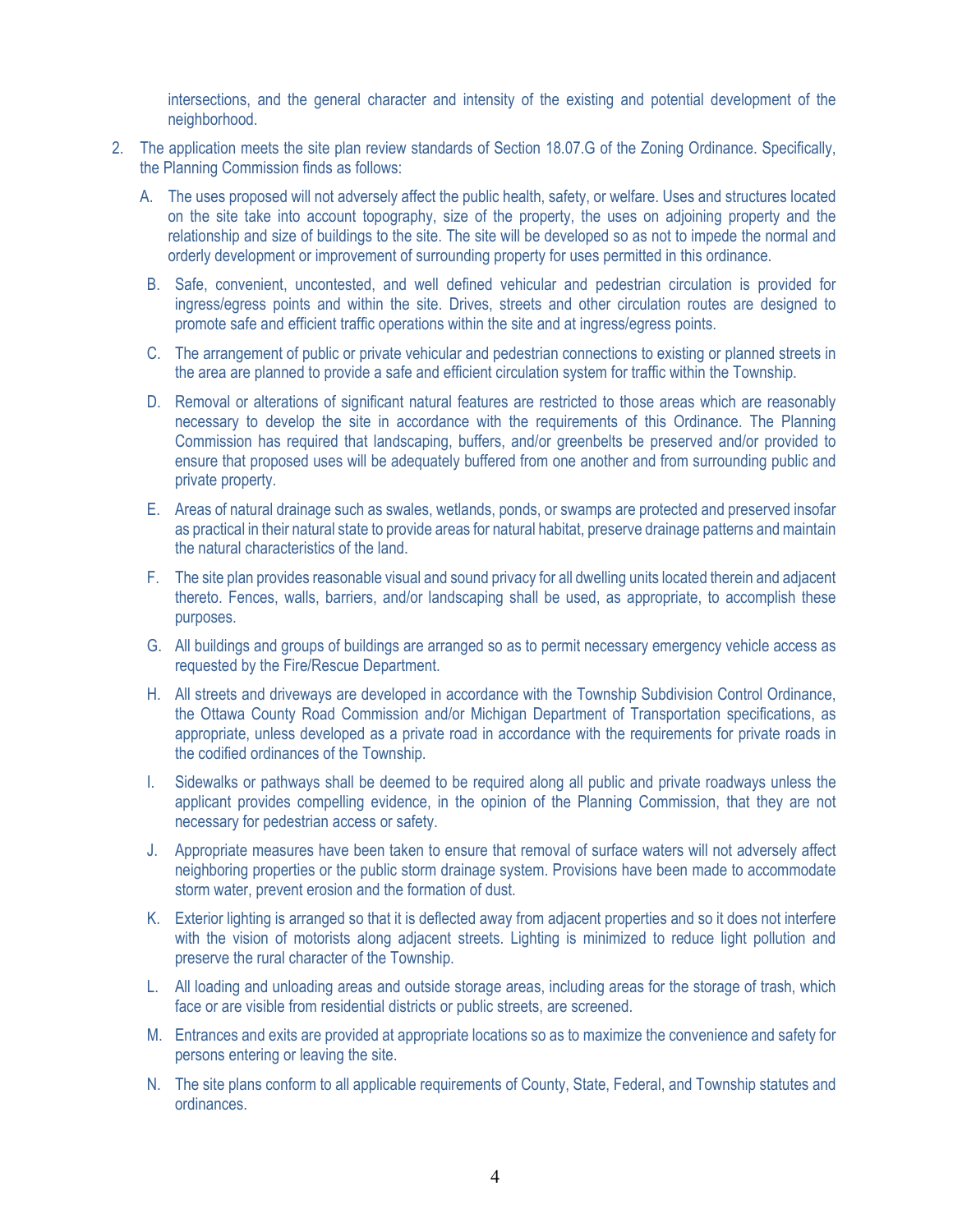intersections, and the general character and intensity of the existing and potential development of the neighborhood.

2. The application meets the site plan review standards of Section 18.07.G of the Zoning Ordinance. Specifically, the Planning Commission finds as follows:

   A. The uses proposed will not adversely affect the public health, safety, or welfare. Uses and structures located on the site take into account topography, size of the property, the uses on adjoining property and the relationship and size of buildings to the site. The site will be developed so as not to impede the normal and orderly development or improvement of surrounding property for uses permitted in this ordinance.

   B. Safe, convenient, uncontested, and well defined vehicular and pedestrian circulation is provided for ingress/egress points and within the site. Drives, streets and other circulation routes are designed to promote safe and efficient traffic operations within the site and at ingress/egress points.

   C. The arrangement of public or private vehicular and pedestrian connections to existing or planned streets in the area are planned to provide a safe and efficient circulation system for traffic within the Township.

   D. Removal or alterations of significant natural features are restricted to those areas which are reasonably necessary to develop the site in accordance with the requirements of this Ordinance. The Planning Commission has required that landscaping, buffers, and/or greenbelts be preserved and/or provided to ensure that proposed uses will be adequately buffered from one another and from surrounding public and private property.

   E. Areas of natural drainage such as swales, wetlands, ponds, or swamps are protected and preserved insofar as practical in their natural state to provide areas for natural habitat, preserve drainage patterns and maintain the natural characteristics of the land.

   F. The site plan provides reasonable visual and sound privacy for all dwelling units located therein and adjacent thereto. Fences, walls, barriers, and/or landscaping shall be used, as appropriate, to accomplish these purposes.

   G. All buildings and groups of buildings are arranged so as to permit necessary emergency vehicle access as requested by the Fire/Rescue Department.

   H. All streets and driveways are developed in accordance with the Township Subdivision Control Ordinance, the Ottawa County Road Commission and/or Michigan Department of Transportation specifications, as appropriate, unless developed as a private road in accordance with the requirements for private roads in the codified ordinances of the Township.

   I. Sidewalks or pathways shall be deemed to be required along all public and private roadways unless the applicant provides compelling evidence, in the opinion of the Planning Commission, that they are not necessary for pedestrian access or safety.

   J. Appropriate measures have been taken to ensure that removal of surface waters will not adversely affect neighboring properties or the public storm drainage system. Provisions have been made to accommodate storm water, prevent erosion and the formation of dust.

   K. Exterior lighting is arranged so that it is deflected away from adjacent properties and so it does not interfere with the vision of motorists along adjacent streets. Lighting is minimized to reduce light pollution and preserve the rural character of the Township.

   L. All loading and unloading areas and outside storage areas, including areas for the storage of trash, which face or are visible from residential districts or public streets, are screened.

   M. Entrances and exits are provided at appropriate locations so as to maximize the convenience and safety for persons entering or leaving the site.

   N. The site plans conform to all applicable requirements of County, State, Federal, and Township statutes and ordinances.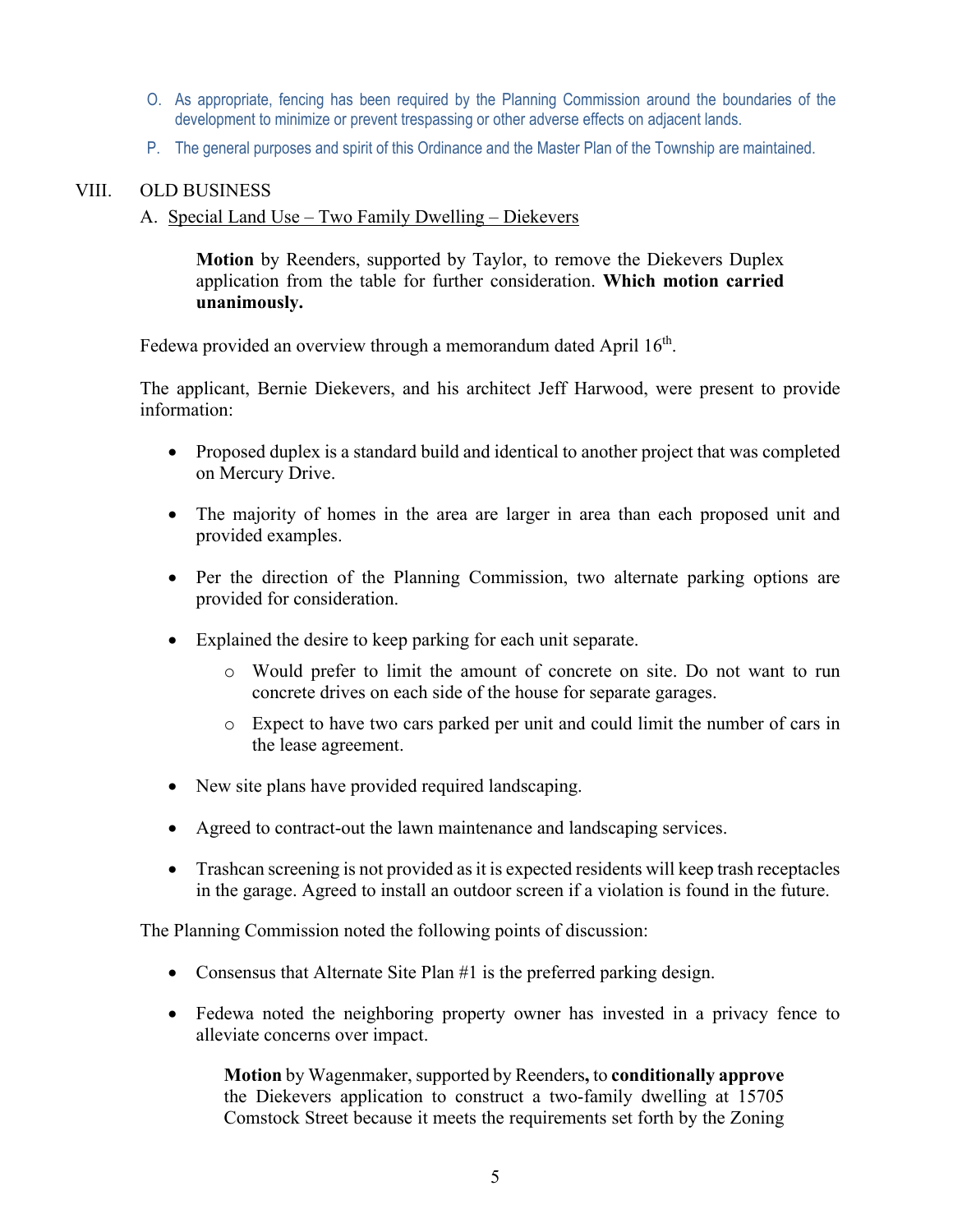O. As appropriate, fencing has been required by the Planning Commission around the boundaries of the development to minimize or prevent trespassing or other adverse effects on adjacent lands.

P. The general purposes and spirit of this Ordinance and the Master Plan of the Township are maintained.

VIII. OLD BUSINESS

A. Special Land Use – Two Family Dwelling – Diekevers

> **Motion** by Reenders, supported by Taylor, to remove the Diekevers Duplex application from the table for further consideration. **Which motion carried unanimously.**

Fedewa provided an overview through a memorandum dated April 16th.

The applicant, Bernie Diekevers, and his architect Jeff Harwood, were present to provide information:

- Proposed duplex is a standard build and identical to another project that was completed on Mercury Drive.
- The majority of homes in the area are larger in area than each proposed unit and provided examples.
- Per the direction of the Planning Commission, two alternate parking options are provided for consideration.
- Explained the desire to keep parking for each unit separate.
    - Would prefer to limit the amount of concrete on site. Do not want to run concrete drives on each side of the house for separate garages.
    - Expect to have two cars parked per unit and could limit the number of cars in the lease agreement.
- New site plans have provided required landscaping.
- Agreed to contract-out the lawn maintenance and landscaping services.
- Trashcan screening is not provided as it is expected residents will keep trash receptacles in the garage. Agreed to install an outdoor screen if a violation is found in the future.

The Planning Commission noted the following points of discussion:

- Consensus that Alternate Site Plan #1 is the preferred parking design.
- Fedewa noted the neighboring property owner has invested in a privacy fence to alleviate concerns over impact.

> **Motion** by Wagenmaker, supported by Reenders**,** to **conditionally approve** the Diekevers application to construct a two-family dwelling at 15705 Comstock Street because it meets the requirements set forth by the Zoning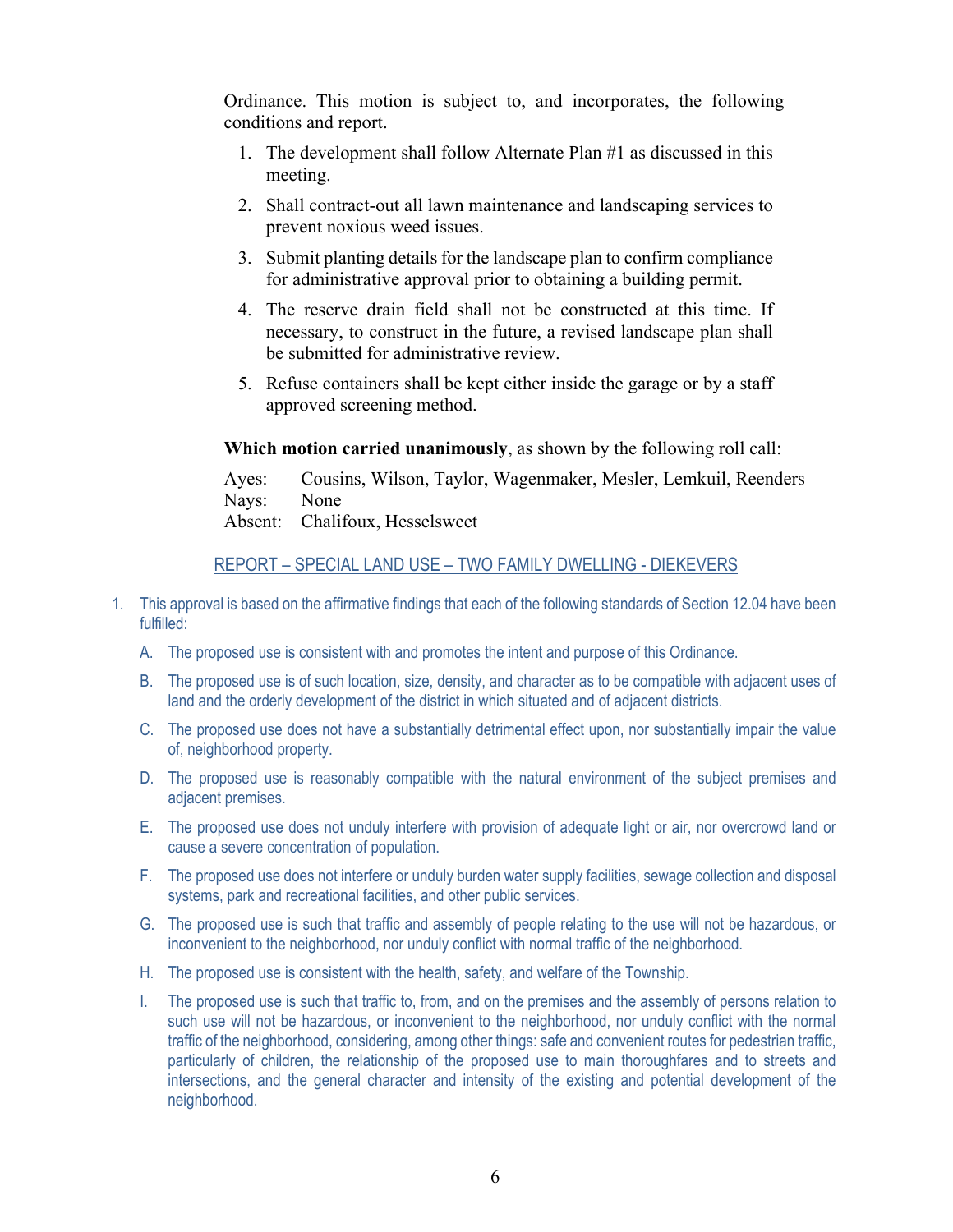Ordinance. This motion is subject to, and incorporates, the following conditions and report.

1. The development shall follow Alternate Plan #1 as discussed in this meeting.
2. Shall contract-out all lawn maintenance and landscaping services to prevent noxious weed issues.
3. Submit planting details for the landscape plan to confirm compliance for administrative approval prior to obtaining a building permit.
4. The reserve drain field shall not be constructed at this time. If necessary, to construct in the future, a revised landscape plan shall be submitted for administrative review.
5. Refuse containers shall be kept either inside the garage or by a staff approved screening method.

**Which motion carried unanimously**, as shown by the following roll call:

Ayes: Cousins, Wilson, Taylor, Wagenmaker, Mesler, Lemkuil, Reenders
Nays: None
Absent: Chalifoux, Hesselsweet

REPORT – SPECIAL LAND USE – TWO FAMILY DWELLING - DIEKEVERS

1. This approval is based on the affirmative findings that each of the following standards of Section 12.04 have been fulfilled:
   A. The proposed use is consistent with and promotes the intent and purpose of this Ordinance.
   B. The proposed use is of such location, size, density, and character as to be compatible with adjacent uses of land and the orderly development of the district in which situated and of adjacent districts.
   C. The proposed use does not have a substantially detrimental effect upon, nor substantially impair the value of, neighborhood property.
   D. The proposed use is reasonably compatible with the natural environment of the subject premises and adjacent premises.
   E. The proposed use does not unduly interfere with provision of adequate light or air, nor overcrowd land or cause a severe concentration of population.
   F. The proposed use does not interfere or unduly burden water supply facilities, sewage collection and disposal systems, park and recreational facilities, and other public services.
   G. The proposed use is such that traffic and assembly of people relating to the use will not be hazardous, or inconvenient to the neighborhood, nor unduly conflict with normal traffic of the neighborhood.
   H. The proposed use is consistent with the health, safety, and welfare of the Township.
   I. The proposed use is such that traffic to, from, and on the premises and the assembly of persons relation to such use will not be hazardous, or inconvenient to the neighborhood, nor unduly conflict with the normal traffic of the neighborhood, considering, among other things: safe and convenient routes for pedestrian traffic, particularly of children, the relationship of the proposed use to main thoroughfares and to streets and intersections, and the general character and intensity of the existing and potential development of the neighborhood.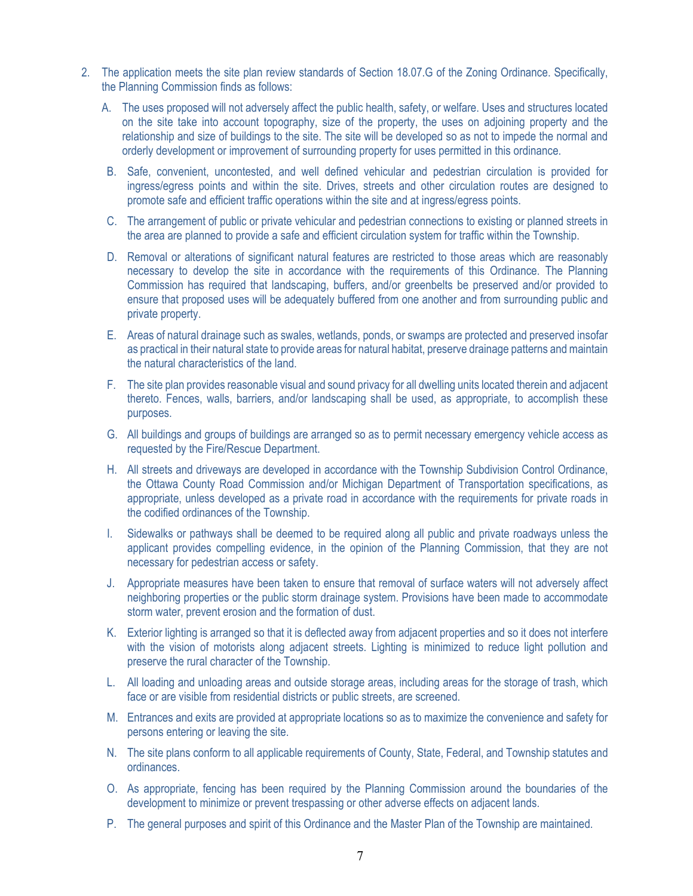2. The application meets the site plan review standards of Section 18.07.G of the Zoning Ordinance. Specifically, the Planning Commission finds as follows:

   A. The uses proposed will not adversely affect the public health, safety, or welfare. Uses and structures located on the site take into account topography, size of the property, the uses on adjoining property and the relationship and size of buildings to the site. The site will be developed so as not to impede the normal and orderly development or improvement of surrounding property for uses permitted in this ordinance.

   B. Safe, convenient, uncontested, and well defined vehicular and pedestrian circulation is provided for ingress/egress points and within the site. Drives, streets and other circulation routes are designed to promote safe and efficient traffic operations within the site and at ingress/egress points.

   C. The arrangement of public or private vehicular and pedestrian connections to existing or planned streets in the area are planned to provide a safe and efficient circulation system for traffic within the Township.

   D. Removal or alterations of significant natural features are restricted to those areas which are reasonably necessary to develop the site in accordance with the requirements of this Ordinance. The Planning Commission has required that landscaping, buffers, and/or greenbelts be preserved and/or provided to ensure that proposed uses will be adequately buffered from one another and from surrounding public and private property.

   E. Areas of natural drainage such as swales, wetlands, ponds, or swamps are protected and preserved insofar as practical in their natural state to provide areas for natural habitat, preserve drainage patterns and maintain the natural characteristics of the land.

   F. The site plan provides reasonable visual and sound privacy for all dwelling units located therein and adjacent thereto. Fences, walls, barriers, and/or landscaping shall be used, as appropriate, to accomplish these purposes.

   G. All buildings and groups of buildings are arranged so as to permit necessary emergency vehicle access as requested by the Fire/Rescue Department.

   H. All streets and driveways are developed in accordance with the Township Subdivision Control Ordinance, the Ottawa County Road Commission and/or Michigan Department of Transportation specifications, as appropriate, unless developed as a private road in accordance with the requirements for private roads in the codified ordinances of the Township.

   I. Sidewalks or pathways shall be deemed to be required along all public and private roadways unless the applicant provides compelling evidence, in the opinion of the Planning Commission, that they are not necessary for pedestrian access or safety.

   J. Appropriate measures have been taken to ensure that removal of surface waters will not adversely affect neighboring properties or the public storm drainage system. Provisions have been made to accommodate storm water, prevent erosion and the formation of dust.

   K. Exterior lighting is arranged so that it is deflected away from adjacent properties and so it does not interfere with the vision of motorists along adjacent streets. Lighting is minimized to reduce light pollution and preserve the rural character of the Township.

   L. All loading and unloading areas and outside storage areas, including areas for the storage of trash, which face or are visible from residential districts or public streets, are screened.

   M. Entrances and exits are provided at appropriate locations so as to maximize the convenience and safety for persons entering or leaving the site.

   N. The site plans conform to all applicable requirements of County, State, Federal, and Township statutes and ordinances.

   O. As appropriate, fencing has been required by the Planning Commission around the boundaries of the development to minimize or prevent trespassing or other adverse effects on adjacent lands.

   P. The general purposes and spirit of this Ordinance and the Master Plan of the Township are maintained.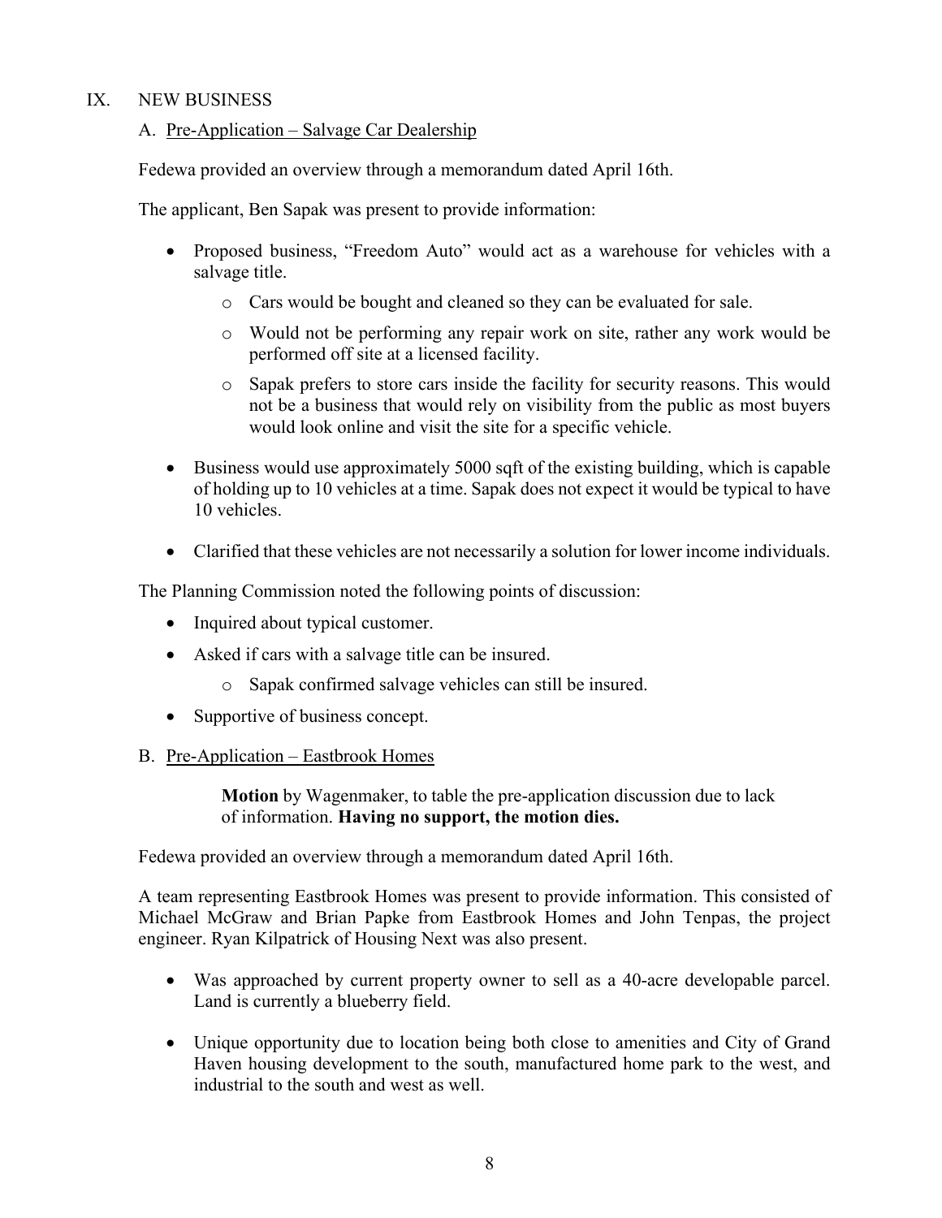## IX. NEW BUSINESS

### A. <u>Pre-Application – Salvage Car Dealership</u>

Fedewa provided an overview through a memorandum dated April 16th.

The applicant, Ben Sapak was present to provide information:

- Proposed business, "Freedom Auto" would act as a warehouse for vehicles with a salvage title.
  - Cars would be bought and cleaned so they can be evaluated for sale.
  - Would not be performing any repair work on site, rather any work would be performed off site at a licensed facility.
  - Sapak prefers to store cars inside the facility for security reasons. This would not be a business that would rely on visibility from the public as most buyers would look online and visit the site for a specific vehicle.
- Business would use approximately 5000 sqft of the existing building, which is capable of holding up to 10 vehicles at a time. Sapak does not expect it would be typical to have 10 vehicles.
- Clarified that these vehicles are not necessarily a solution for lower income individuals.

The Planning Commission noted the following points of discussion:

- Inquired about typical customer.
- Asked if cars with a salvage title can be insured.
  - Sapak confirmed salvage vehicles can still be insured.
- Supportive of business concept.

### B. <u>Pre-Application – Eastbrook Homes</u>

> **Motion** by Wagenmaker, to table the pre-application discussion due to lack of information. **Having no support, the motion dies.**

Fedewa provided an overview through a memorandum dated April 16th.

A team representing Eastbrook Homes was present to provide information. This consisted of Michael McGraw and Brian Papke from Eastbrook Homes and John Tenpas, the project engineer. Ryan Kilpatrick of Housing Next was also present.

- Was approached by current property owner to sell as a 40-acre developable parcel. Land is currently a blueberry field.
- Unique opportunity due to location being both close to amenities and City of Grand Haven housing development to the south, manufactured home park to the west, and industrial to the south and west as well.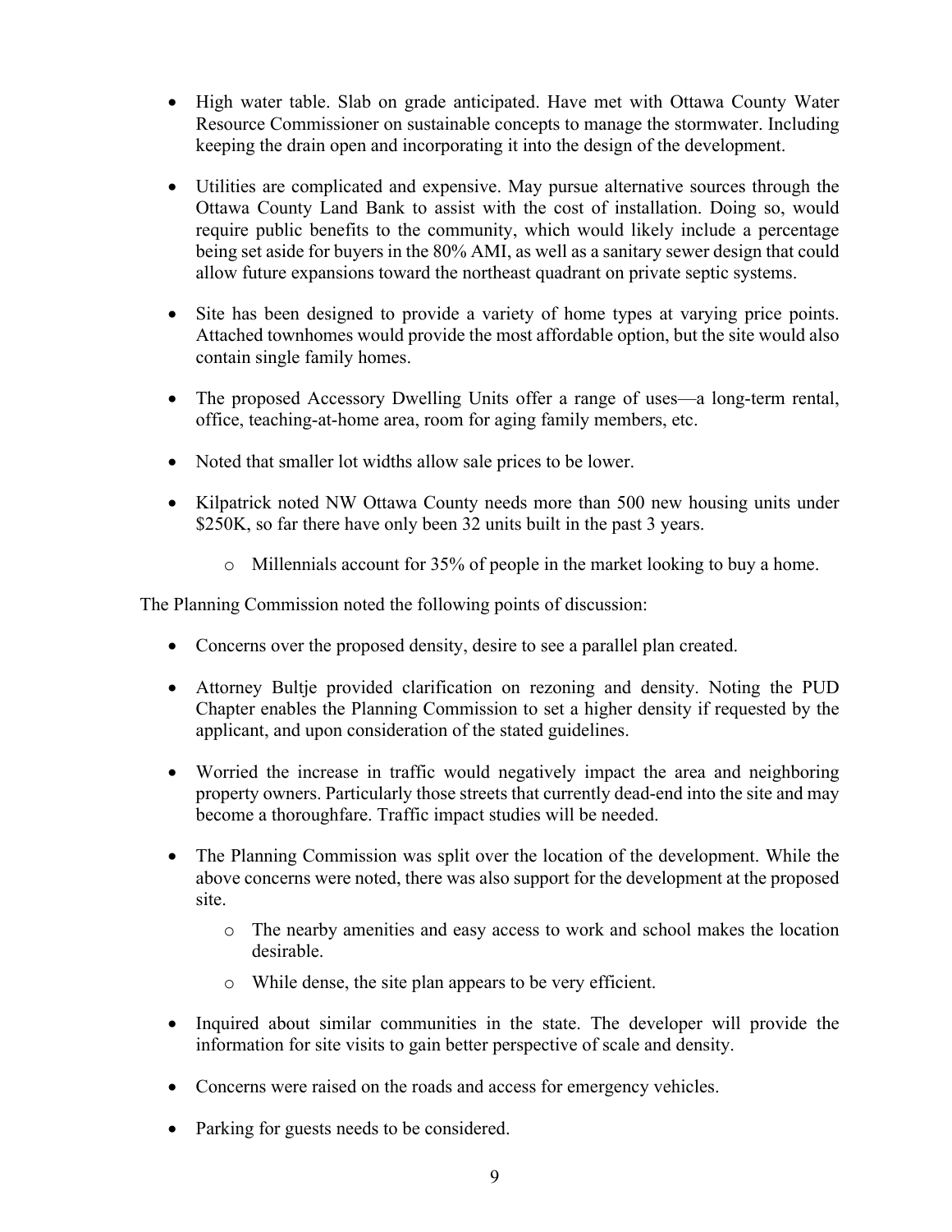- High water table. Slab on grade anticipated. Have met with Ottawa County Water Resource Commissioner on sustainable concepts to manage the stormwater. Including keeping the drain open and incorporating it into the design of the development.

- Utilities are complicated and expensive. May pursue alternative sources through the Ottawa County Land Bank to assist with the cost of installation. Doing so, would require public benefits to the community, which would likely include a percentage being set aside for buyers in the 80% AMI, as well as a sanitary sewer design that could allow future expansions toward the northeast quadrant on private septic systems.

- Site has been designed to provide a variety of home types at varying price points. Attached townhomes would provide the most affordable option, but the site would also contain single family homes.

- The proposed Accessory Dwelling Units offer a range of uses—a long-term rental, office, teaching-at-home area, room for aging family members, etc.

- Noted that smaller lot widths allow sale prices to be lower.

- Kilpatrick noted NW Ottawa County needs more than 500 new housing units under $250K, so far there have only been 32 units built in the past 3 years.
  - Millennials account for 35% of people in the market looking to buy a home.

The Planning Commission noted the following points of discussion:

- Concerns over the proposed density, desire to see a parallel plan created.

- Attorney Bultje provided clarification on rezoning and density. Noting the PUD Chapter enables the Planning Commission to set a higher density if requested by the applicant, and upon consideration of the stated guidelines.

- Worried the increase in traffic would negatively impact the area and neighboring property owners. Particularly those streets that currently dead-end into the site and may become a thoroughfare. Traffic impact studies will be needed.

- The Planning Commission was split over the location of the development. While the above concerns were noted, there was also support for the development at the proposed site.
  - The nearby amenities and easy access to work and school makes the location desirable.
  - While dense, the site plan appears to be very efficient.

- Inquired about similar communities in the state. The developer will provide the information for site visits to gain better perspective of scale and density.

- Concerns were raised on the roads and access for emergency vehicles.

- Parking for guests needs to be considered.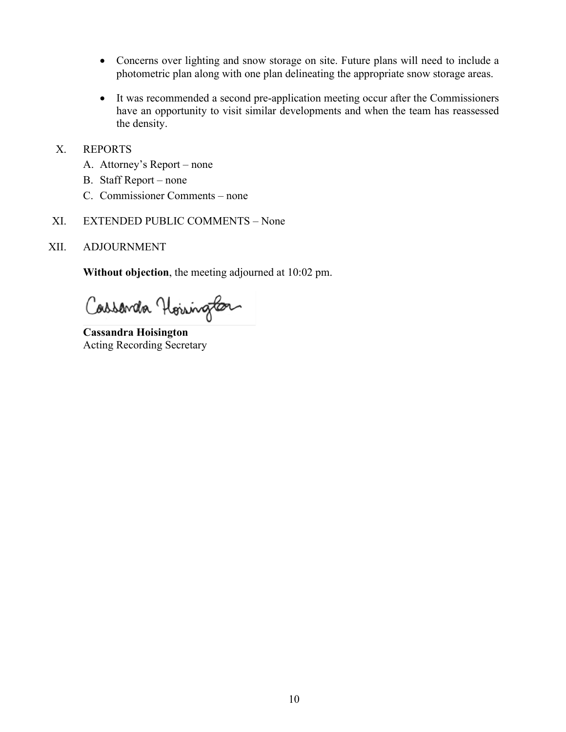- Concerns over lighting and snow storage on site. Future plans will need to include a photometric plan along with one plan delineating the appropriate snow storage areas.

- It was recommended a second pre-application meeting occur after the Commissioners have an opportunity to visit similar developments and when the team has reassessed the density.

X. REPORTS

   A. Attorney's Report – none

   B. Staff Report – none

   C. Commissioner Comments – none

XI. EXTENDED PUBLIC COMMENTS – None

XII. ADJOURNMENT

**Without objection**, the meeting adjourned at 10:02 pm.

Cassandra Hoisington

**Cassandra Hoisington**
Acting Recording Secretary